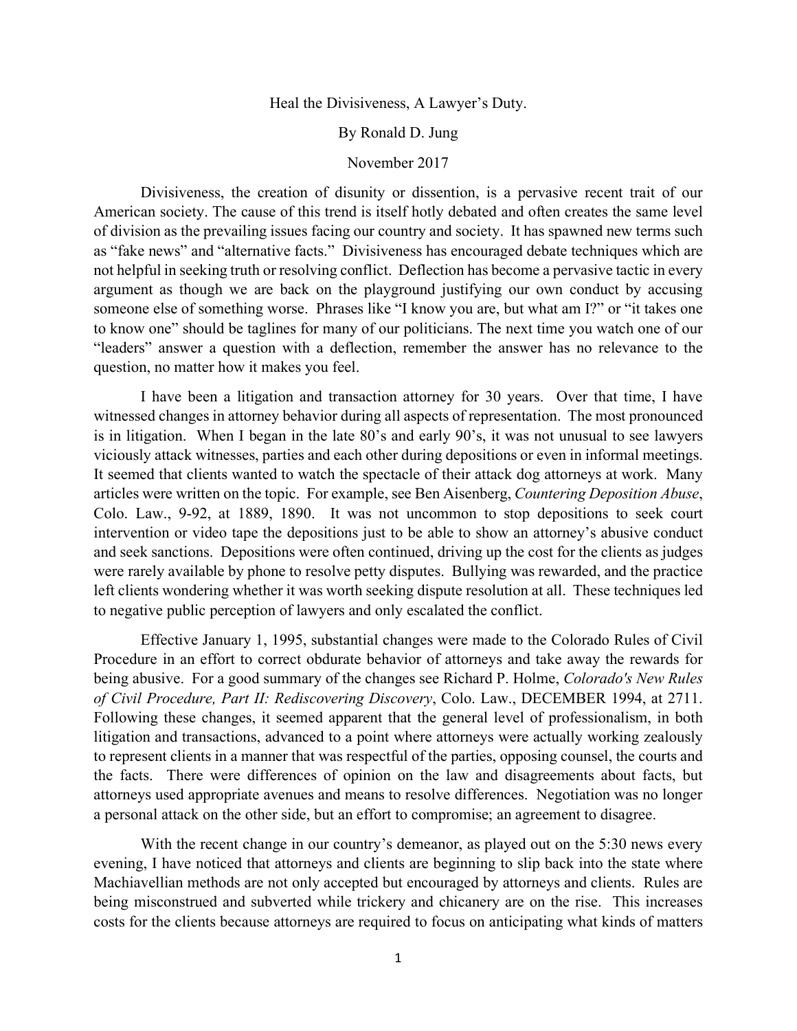# Heal the Divisiveness, A Lawyer's Duty.

By Ronald D. Jung

November 2017

Divisiveness, the creation of disunity or dissention, is a pervasive recent trait of our American society. The cause of this trend is itself hotly debated and often creates the same level of division as the prevailing issues facing our country and society. It has spawned new terms such as "fake news" and "alternative facts." Divisiveness has encouraged debate techniques which are not helpful in seeking truth or resolving conflict. Deflection has become a pervasive tactic in every argument as though we are back on the playground justifying our own conduct by accusing someone else of something worse. Phrases like "I know you are, but what am I?" or "it takes one to know one" should be taglines for many of our politicians. The next time you watch one of our "leaders" answer a question with a deflection, remember the answer has no relevance to the question, no matter how it makes you feel.

I have been a litigation and transaction attorney for 30 years. Over that time, I have witnessed changes in attorney behavior during all aspects of representation. The most pronounced is in litigation. When I began in the late 80's and early 90's, it was not unusual to see lawyers viciously attack witnesses, parties and each other during depositions or even in informal meetings. It seemed that clients wanted to watch the spectacle of their attack dog attorneys at work. Many articles were written on the topic. For example, see Ben Aisenberg, *Countering Deposition Abuse*, Colo. Law., 9-92, at 1889, 1890. It was not uncommon to stop depositions to seek court intervention or video tape the depositions just to be able to show an attorney's abusive conduct and seek sanctions. Depositions were often continued, driving up the cost for the clients as judges were rarely available by phone to resolve petty disputes. Bullying was rewarded, and the practice left clients wondering whether it was worth seeking dispute resolution at all. These techniques led to negative public perception of lawyers and only escalated the conflict.

Effective January 1, 1995, substantial changes were made to the Colorado Rules of Civil Procedure in an effort to correct obdurate behavior of attorneys and take away the rewards for being abusive. For a good summary of the changes see Richard P. Holme, *Colorado's New Rules of Civil Procedure, Part II: Rediscovering Discovery*, Colo. Law., DECEMBER 1994, at 2711. Following these changes, it seemed apparent that the general level of professionalism, in both litigation and transactions, advanced to a point where attorneys were actually working zealously to represent clients in a manner that was respectful of the parties, opposing counsel, the courts and the facts. There were differences of opinion on the law and disagreements about facts, but attorneys used appropriate avenues and means to resolve differences. Negotiation was no longer a personal attack on the other side, but an effort to compromise; an agreement to disagree.

With the recent change in our country's demeanor, as played out on the 5:30 news every evening, I have noticed that attorneys and clients are beginning to slip back into the state where Machiavellian methods are not only accepted but encouraged by attorneys and clients. Rules are being misconstrued and subverted while trickery and chicanery are on the rise. This increases costs for the clients because attorneys are required to focus on anticipating what kinds of matters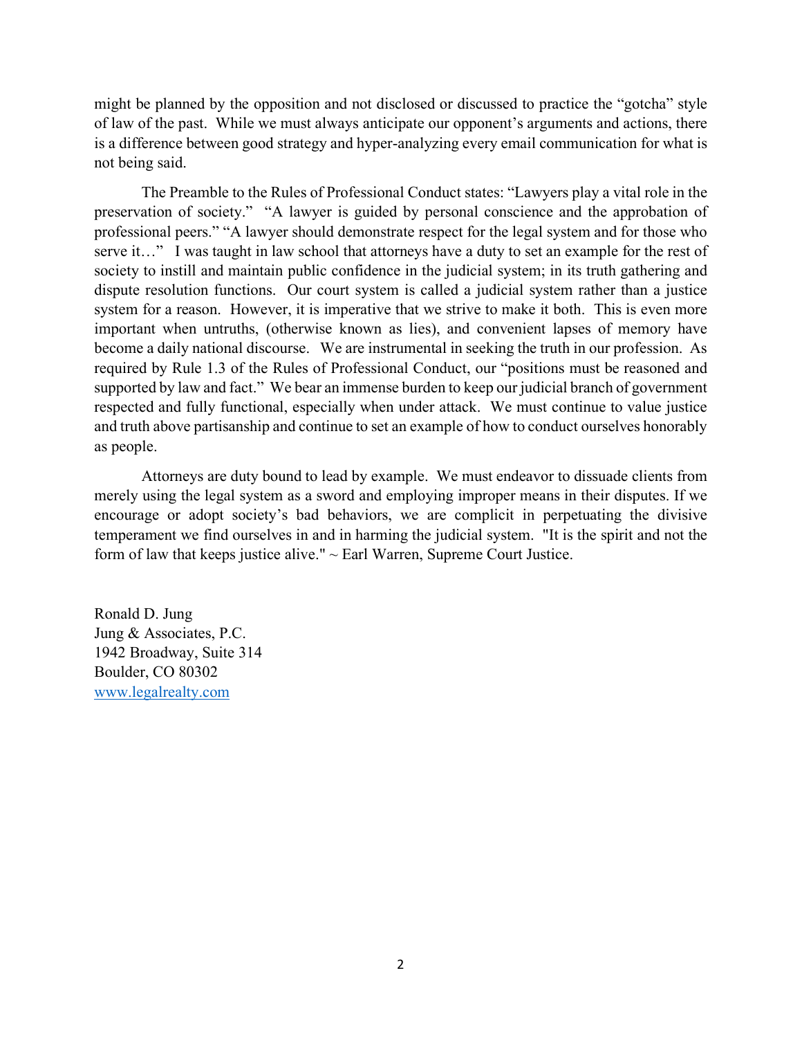might be planned by the opposition and not disclosed or discussed to practice the "gotcha" style of law of the past. While we must always anticipate our opponent's arguments and actions, there is a difference between good strategy and hyper-analyzing every email communication for what is not being said.

The Preamble to the Rules of Professional Conduct states: "Lawyers play a vital role in the preservation of society." "A lawyer is guided by personal conscience and the approbation of professional peers." "A lawyer should demonstrate respect for the legal system and for those who serve it…" I was taught in law school that attorneys have a duty to set an example for the rest of society to instill and maintain public confidence in the judicial system; in its truth gathering and dispute resolution functions. Our court system is called a judicial system rather than a justice system for a reason. However, it is imperative that we strive to make it both. This is even more important when untruths, (otherwise known as lies), and convenient lapses of memory have become a daily national discourse. We are instrumental in seeking the truth in our profession. As required by Rule 1.3 of the Rules of Professional Conduct, our "positions must be reasoned and supported by law and fact." We bear an immense burden to keep our judicial branch of government respected and fully functional, especially when under attack. We must continue to value justice and truth above partisanship and continue to set an example of how to conduct ourselves honorably as people.

Attorneys are duty bound to lead by example. We must endeavor to dissuade clients from merely using the legal system as a sword and employing improper means in their disputes. If we encourage or adopt society's bad behaviors, we are complicit in perpetuating the divisive temperament we find ourselves in and in harming the judicial system. "It is the spirit and not the form of law that keeps justice alive." ~ Earl Warren, Supreme Court Justice.

Ronald D. Jung
Jung & Associates, P.C.
1942 Broadway, Suite 314
Boulder, CO 80302
[www.legalrealty.com](http://www.legalrealty.com)